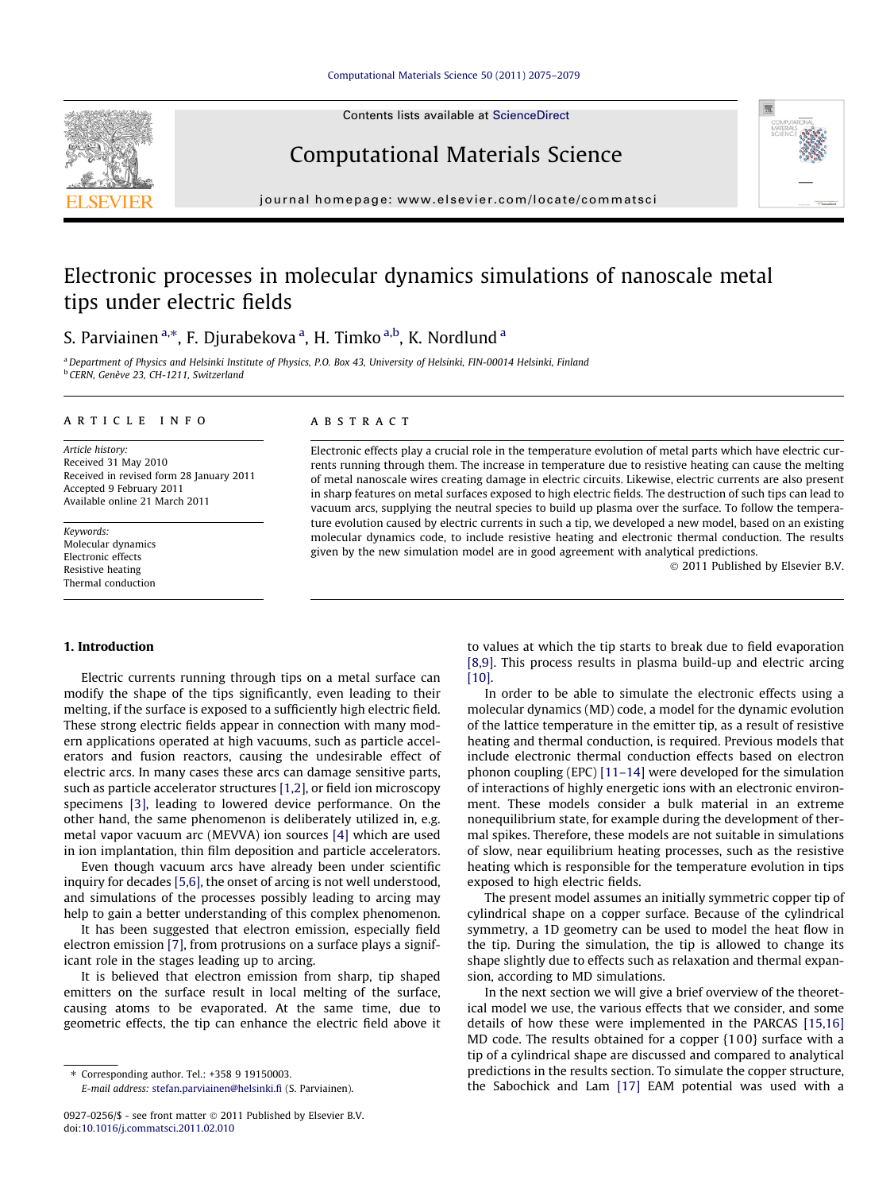# Electronic processes in molecular dynamics simulations of nanoscale metal tips under electric fields

S. Parviainen [a,*], F. Djurabekova [a], H. Timko [a,b], K. Nordlund [a]

[a] Department of Physics and Helsinki Institute of Physics, P.O. Box 43, University of Helsinki, FIN-00014 Helsinki, Finland
[b] CERN, Genève 23, CH-1211, Switzerland

## ARTICLE INFO

*Article history:*
Received 31 May 2010
Received in revised form 28 January 2011
Accepted 9 February 2011
Available online 21 March 2011

*Keywords:*
Molecular dynamics
Electronic effects
Resistive heating
Thermal conduction

## ABSTRACT

Electronic effects play a crucial role in the temperature evolution of metal parts which have electric currents running through them. The increase in temperature due to resistive heating can cause the melting of metal nanoscale wires creating damage in electric circuits. Likewise, electric currents are also present in sharp features on metal surfaces exposed to high electric fields. The destruction of such tips can lead to vacuum arcs, supplying the neutral species to build up plasma over the surface. To follow the temperature evolution caused by electric currents in such a tip, we developed a new model, based on an existing molecular dynamics code, to include resistive heating and electronic thermal conduction. The results given by the new simulation model are in good agreement with analytical predictions.

© 2011 Published by Elsevier B.V.

## 1. Introduction

Electric currents running through tips on a metal surface can modify the shape of the tips significantly, even leading to their melting, if the surface is exposed to a sufficiently high electric field. These strong electric fields appear in connection with many modern applications operated at high vacuums, such as particle accelerators and fusion reactors, causing the undesirable effect of electric arcs. In many cases these arcs can damage sensitive parts, such as particle accelerator structures [1,2], or field ion microscopy specimens [3], leading to lowered device performance. On the other hand, the same phenomenon is deliberately utilized in, e.g. metal vapor vacuum arc (MEVVA) ion sources [4] which are used in ion implantation, thin film deposition and particle accelerators.

Even though vacuum arcs have already been under scientific inquiry for decades [5,6], the onset of arcing is not well understood, and simulations of the processes possibly leading to arcing may help to gain a better understanding of this complex phenomenon.

It has been suggested that electron emission, especially field electron emission [7], from protrusions on a surface plays a significant role in the stages leading up to arcing.

It is believed that electron emission from sharp, tip shaped emitters on the surface result in local melting of the surface, causing atoms to be evaporated. At the same time, due to geometric effects, the tip can enhance the electric field above it to values at which the tip starts to break due to field evaporation [8,9]. This process results in plasma build-up and electric arcing [10].

In order to be able to simulate the electronic effects using a molecular dynamics (MD) code, a model for the dynamic evolution of the lattice temperature in the emitter tip, as a result of resistive heating and thermal conduction, is required. Previous models that include electronic thermal conduction effects based on electron phonon coupling (EPC) [11–14] were developed for the simulation of interactions of highly energetic ions with an electronic environment. These models consider a bulk material in an extreme nonequilibrium state, for example during the development of thermal spikes. Therefore, these models are not suitable in simulations of slow, near equilibrium heating processes, such as the resistive heating which is responsible for the temperature evolution in tips exposed to high electric fields.

The present model assumes an initially symmetric copper tip of cylindrical shape on a copper surface. Because of the cylindrical symmetry, a 1D geometry can be used to model the heat flow in the tip. During the simulation, the tip is allowed to change its shape slightly due to effects such as relaxation and thermal expansion, according to MD simulations.

In the next section we will give a brief overview of the theoretical model we use, the various effects that we consider, and some details of how these were implemented in the PARCAS [15,16] MD code. The results obtained for a copper {100} surface with a tip of a cylindrical shape are discussed and compared to analytical predictions in the results section. To simulate the copper structure, the Sabochick and Lam [17] EAM potential was used with a

* Corresponding author. Tel.: +358 9 19150003.
E-mail address: stefan.parviainen@helsinki.fi (S. Parviainen).

0927-0256/$ - see front matter © 2011 Published by Elsevier B.V.
doi:10.1016/j.commatsci.2011.02.010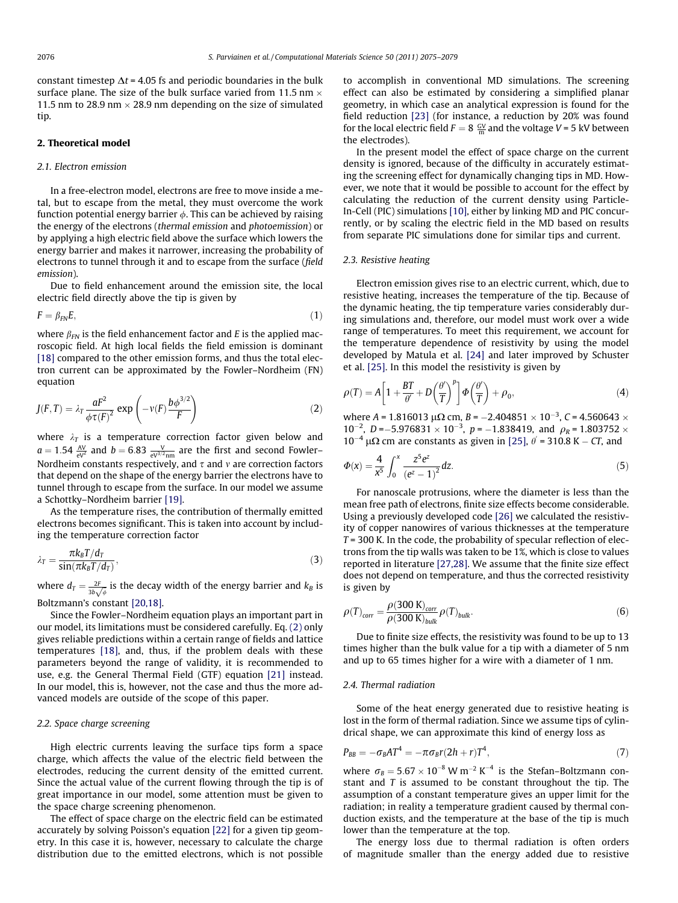constant timestep $\Delta t$ = 4.05 fs and periodic boundaries in the bulk surface plane. The size of the bulk surface varied from 11.5 nm × 11.5 nm to 28.9 nm × 28.9 nm depending on the size of simulated tip.

## 2. Theoretical model

### 2.1. Electron emission

In a free-electron model, electrons are free to move inside a metal, but to escape from the metal, they must overcome the work function potential energy barrier $\phi$. This can be achieved by raising the energy of the electrons (*thermal emission* and *photoemission*) or by applying a high electric field above the surface which lowers the energy barrier and makes it narrower, increasing the probability of electrons to tunnel through it and to escape from the surface (*field emission*).

Due to field enhancement around the emission site, the local electric field directly above the tip is given by

$$F = \beta_{FN} E, \tag{1}$$

where $\beta_{FN}$ is the field enhancement factor and $E$ is the applied macroscopic field. At high local fields the field emission is dominant [18] compared to the other emission forms, and thus the total electron current can be approximated by the Fowler–Nordheim (FN) equation

$$J(F,T) = \lambda_T \frac{aF^2}{\phi \tau(F)^2} \exp\left(-v(F)\frac{b\phi^{3/2}}{F}\right) \tag{2}$$

where $\lambda_T$ is a temperature correction factor given below and $a = 1.54\ \frac{\mathrm{AV}}{\mathrm{eV}^2}$ and $b = 6.83\ \frac{\mathrm{V}}{\mathrm{eV}^{3/2}\mathrm{nm}}$ are the first and second Fowler–Nordheim constants respectively, and $\tau$ and $v$ are correction factors that depend on the shape of the energy barrier the electrons have to tunnel through to escape from the surface. In our model we assume a Schottky–Nordheim barrier [19].

As the temperature rises, the contribution of thermally emitted electrons becomes significant. This is taken into account by including the temperature correction factor

$$\lambda_T = \frac{\pi k_B T/d_T}{\sin(\pi k_B T/d_T)}, \tag{3}$$

where $d_T = \frac{2F}{3b\sqrt{\phi}}$ is the decay width of the energy barrier and $k_B$ is Boltzmann's constant [20,18].

Since the Fowler–Nordheim equation plays an important part in our model, its limitations must be considered carefully. Eq. (2) only gives reliable predictions within a certain range of fields and lattice temperatures [18], and, thus, if the problem deals with these parameters beyond the range of validity, it is recommended to use, e.g. the General Thermal Field (GTF) equation [21] instead. In our model, this is, however, not the case and thus the more advanced models are outside of the scope of this paper.

### 2.2. Space charge screening

High electric currents leaving the surface tips form a space charge, which affects the value of the electric field between the electrodes, reducing the current density of the emitted current. Since the actual value of the current flowing through the tip is of great importance in our model, some attention must be given to the space charge screening phenomenon.

The effect of space charge on the electric field can be estimated accurately by solving Poisson's equation [22] for a given tip geometry. In this case it is, however, necessary to calculate the charge distribution due to the emitted electrons, which is not possible to accomplish in conventional MD simulations. The screening effect can also be estimated by considering a simplified planar geometry, in which case an analytical expression is found for the field reduction [23] (for instance, a reduction by 20% was found for the local electric field $F = 8\ \frac{\mathrm{GV}}{\mathrm{m}}$ and the voltage $V$ = 5 kV between the electrodes).

In the present model the effect of space charge on the current density is ignored, because of the difficulty in accurately estimating the screening effect for dynamically changing tips in MD. However, we note that it would be possible to account for the effect by calculating the reduction of the current density using Particle-In-Cell (PIC) simulations [10], either by linking MD and PIC concurrently, or by scaling the electric field in the MD based on results from separate PIC simulations done for similar tips and current.

### 2.3. Resistive heating

Electron emission gives rise to an electric current, which, due to resistive heating, increases the temperature of the tip. Because of the dynamic heating, the tip temperature varies considerably during simulations and, therefore, our model must work over a wide range of temperatures. To meet this requirement, we account for the temperature dependence of resistivity by using the model developed by Matula et al. [24] and later improved by Schuster et al. [25]. In this model the resistivity is given by

$$\rho(T) = A\left[1 + \frac{BT}{\theta'} + D\left(\frac{\theta'}{T}\right)^p\right]\Phi\left(\frac{\theta'}{T}\right) + \rho_0, \tag{4}$$

where $A$ = 1.816013 μΩ cm, $B = -2.404851 \times 10^{-3}$, $C = 4.560643 \times 10^{-2}$, $D = -5.976831 \times 10^{-3}$, $p = -1.838419$, and $\rho_R = 1.803752 \times 10^{-4}$ μΩ cm are constants as given in [25], $\theta'$ = 310.8 K − $CT$, and

$$\Phi(x) = \frac{4}{x^5}\int_0^x \frac{z^5 e^z}{(e^z - 1)^2}\,dz. \tag{5}$$

For nanoscale protrusions, where the diameter is less than the mean free path of electrons, finite size effects become considerable. Using a previously developed code [26] we calculated the resistivity of copper nanowires of various thicknesses at the temperature $T$ = 300 K. In the code, the probability of specular reflection of electrons from the tip walls was taken to be 1%, which is close to values reported in literature [27,28]. We assume that the finite size effect does not depend on temperature, and thus the corrected resistivity is given by

$$\rho(T)_{corr} = \frac{\rho(300\ \mathrm{K})_{corr}}{\rho(300\ \mathrm{K})_{bulk}}\rho(T)_{bulk}. \tag{6}$$

Due to finite size effects, the resistivity was found to be up to 13 times higher than the bulk value for a tip with a diameter of 5 nm and up to 65 times higher for a wire with a diameter of 1 nm.

### 2.4. Thermal radiation

Some of the heat energy generated due to resistive heating is lost in the form of thermal radiation. Since we assume tips of cylindrical shape, we can approximate this kind of energy loss as

$$P_{BB} = -\sigma_B A T^4 = -\pi\sigma_B r(2h + r)T^4, \tag{7}$$

where $\sigma_B = 5.67 \times 10^{-8}\ \mathrm{W\ m^{-2}\ K^{-4}}$ is the Stefan–Boltzmann constant and $T$ is assumed to be constant throughout the tip. The assumption of a constant temperature gives an upper limit for the radiation; in reality a temperature gradient caused by thermal conduction exists, and the temperature at the base of the tip is much lower than the temperature at the top.

The energy loss due to thermal radiation is often orders of magnitude smaller than the energy added due to resistive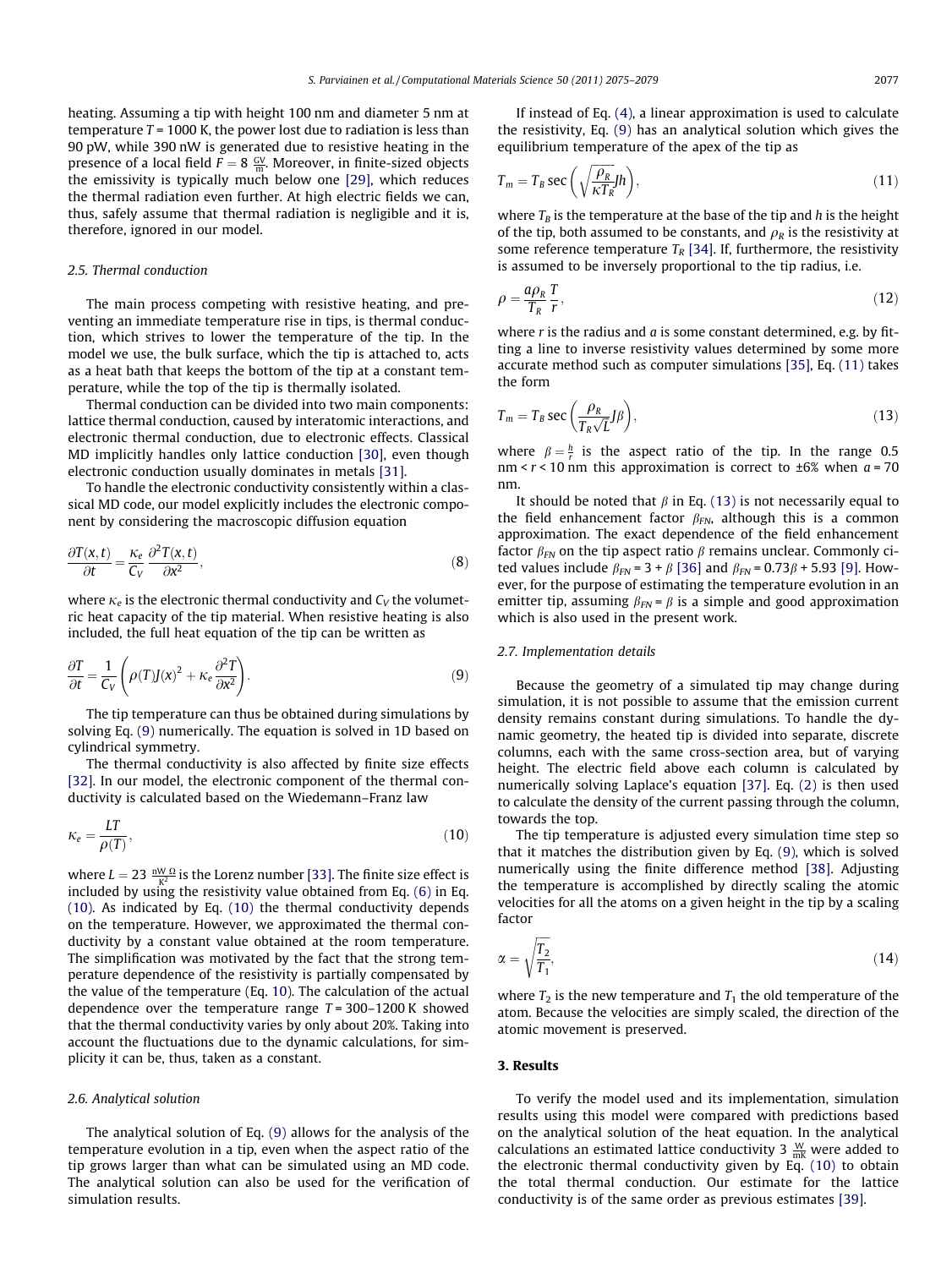heating. Assuming a tip with height 100 nm and diameter 5 nm at temperature $T = 1000$ K, the power lost due to radiation is less than 90 pW, while 390 nW is generated due to resistive heating in the presence of a local field $F = 8\ \frac{\mathrm{GV}}{\mathrm{m}}$. Moreover, in finite-sized objects the emissivity is typically much below one [29], which reduces the thermal radiation even further. At high electric fields we can, thus, safely assume that thermal radiation is negligible and it is, therefore, ignored in our model.

### 2.5. Thermal conduction

The main process competing with resistive heating, and preventing an immediate temperature rise in tips, is thermal conduction, which strives to lower the temperature of the tip. In the model we use, the bulk surface, which the tip is attached to, acts as a heat bath that keeps the bottom of the tip at a constant temperature, while the top of the tip is thermally isolated.

Thermal conduction can be divided into two main components: lattice thermal conduction, caused by interatomic interactions, and electronic thermal conduction, due to electronic effects. Classical MD implicitly handles only lattice conduction [30], even though electronic conduction usually dominates in metals [31].

To handle the electronic conductivity consistently within a classical MD code, our model explicitly includes the electronic component by considering the macroscopic diffusion equation

$$\frac{\partial T(x,t)}{\partial t} = \frac{\kappa_e}{C_V}\frac{\partial^2 T(x,t)}{\partial x^2}, \tag{8}$$

where $\kappa_e$ is the electronic thermal conductivity and $C_V$ the volumetric heat capacity of the tip material. When resistive heating is also included, the full heat equation of the tip can be written as

$$\frac{\partial T}{\partial t} = \frac{1}{C_V}\left(\rho(T)J(x)^2 + \kappa_e\frac{\partial^2 T}{\partial x^2}\right). \tag{9}$$

The tip temperature can thus be obtained during simulations by solving Eq. (9) numerically. The equation is solved in 1D based on cylindrical symmetry.

The thermal conductivity is also affected by finite size effects [32]. In our model, the electronic component of the thermal conductivity is calculated based on the Wiedemann–Franz law

$$\kappa_e = \frac{LT}{\rho(T)}, \tag{10}$$

where $L = 23\ \frac{\mathrm{nW}\,\Omega}{\mathrm{K}^2}$ is the Lorenz number [33]. The finite size effect is included by using the resistivity value obtained from Eq. (6) in Eq. (10). As indicated by Eq. (10) the thermal conductivity depends on the temperature. However, we approximated the thermal conductivity by a constant value obtained at the room temperature. The simplification was motivated by the fact that the strong temperature dependence of the resistivity is partially compensated by the value of the temperature (Eq. 10). The calculation of the actual dependence over the temperature range $T = 300$–$1200$ K showed that the thermal conductivity varies by only about 20%. Taking into account the fluctuations due to the dynamic calculations, for simplicity it can be, thus, taken as a constant.

### 2.6. Analytical solution

The analytical solution of Eq. (9) allows for the analysis of the temperature evolution in a tip, even when the aspect ratio of the tip grows larger than what can be simulated using an MD code. The analytical solution can also be used for the verification of simulation results.

If instead of Eq. (4), a linear approximation is used to calculate the resistivity, Eq. (9) has an analytical solution which gives the equilibrium temperature of the apex of the tip as

$$T_m = T_B \sec\left(\sqrt{\frac{\rho_R}{\kappa T_R}}Jh\right), \tag{11}$$

where $T_B$ is the temperature at the base of the tip and $h$ is the height of the tip, both assumed to be constants, and $\rho_R$ is the resistivity at some reference temperature $T_R$ [34]. If, furthermore, the resistivity is assumed to be inversely proportional to the tip radius, i.e.

$$\rho = \frac{a\rho_R}{T_R}\frac{T}{r}, \tag{12}$$

where $r$ is the radius and $a$ is some constant determined, e.g. by fitting a line to inverse resistivity values determined by some more accurate method such as computer simulations [35], Eq. (11) takes the form

$$T_m = T_B \sec\left(\frac{\rho_R}{T_R\sqrt{L}}J\beta\right), \tag{13}$$

where $\beta = \frac{h}{r}$ is the aspect ratio of the tip. In the range 0.5 nm < $r$ < 10 nm this approximation is correct to ±6% when $a = 70$ nm.

It should be noted that $\beta$ in Eq. (13) is not necessarily equal to the field enhancement factor $\beta_{FN}$, although this is a common approximation. The exact dependence of the field enhancement factor $\beta_{FN}$ on the tip aspect ratio $\beta$ remains unclear. Commonly cited values include $\beta_{FN} = 3 + \beta$ [36] and $\beta_{FN} = 0.73\beta + 5.93$ [9]. However, for the purpose of estimating the temperature evolution in an emitter tip, assuming $\beta_{FN} = \beta$ is a simple and good approximation which is also used in the present work.

### 2.7. Implementation details

Because the geometry of a simulated tip may change during simulation, it is not possible to assume that the emission current density remains constant during simulations. To handle the dynamic geometry, the heated tip is divided into separate, discrete columns, each with the same cross-section area, but of varying height. The electric field above each column is calculated by numerically solving Laplace's equation [37]. Eq. (2) is then used to calculate the density of the current passing through the column, towards the top.

The tip temperature is adjusted every simulation time step so that it matches the distribution given by Eq. (9), which is solved numerically using the finite difference method [38]. Adjusting the temperature is accomplished by directly scaling the atomic velocities for all the atoms on a given height in the tip by a scaling factor

$$\alpha = \sqrt{\frac{T_2}{T_1}}, \tag{14}$$

where $T_2$ is the new temperature and $T_1$ the old temperature of the atom. Because the velocities are simply scaled, the direction of the atomic movement is preserved.

## 3. Results

To verify the model used and its implementation, simulation results using this model were compared with predictions based on the analytical solution of the heat equation. In the analytical calculations an estimated lattice conductivity 3 $\frac{\mathrm{W}}{\mathrm{mK}}$ were added to the electronic thermal conductivity given by Eq. (10) to obtain the total thermal conduction. Our estimate for the lattice conductivity is of the same order as previous estimates [39].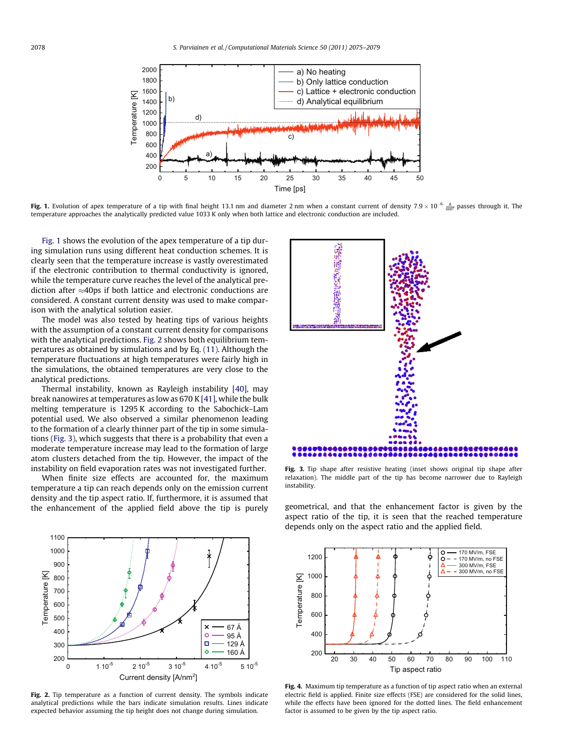Fig. 1. Evolution of apex temperature of a tip with final height 13.1 nm and diameter 2 nm when a constant current of density $7.9 \times 10^{-6}\ \frac{A}{nm^2}$ passes through it. The temperature approaches the analytically predicted value 1033 K only when both lattice and electronic conduction are included.

Fig. 1 shows the evolution of the apex temperature of a tip during simulation runs using different heat conduction schemes. It is clearly seen that the temperature increase is vastly overestimated if the electronic contribution to thermal conductivity is ignored, while the temperature curve reaches the level of the analytical prediction after ≈40ps if both lattice and electronic conductions are considered. A constant current density was used to make comparison with the analytical solution easier.

The model was also tested by heating tips of various heights with the assumption of a constant current density for comparisons with the analytical predictions. Fig. 2 shows both equilibrium temperatures as obtained by simulations and by Eq. (11). Although the temperature fluctuations at high temperatures were fairly high in the simulations, the obtained temperatures are very close to the analytical predictions.

Thermal instability, known as Rayleigh instability [40], may break nanowires at temperatures as low as 670 K [41], while the bulk melting temperature is 1295 K according to the Sabochick–Lam potential used. We also observed a similar phenomenon leading to the formation of a clearly thinner part of the tip in some simulations (Fig. 3), which suggests that there is a probability that even a moderate temperature increase may lead to the formation of large atom clusters detached from the tip. However, the impact of the instability on field evaporation rates was not investigated further.

When finite size effects are accounted for, the maximum temperature a tip can reach depends only on the emission current density and the tip aspect ratio. If, furthermore, it is assumed that the enhancement of the applied field above the tip is purely geometrical, and that the enhancement factor is given by the aspect ratio of the tip, it is seen that the reached temperature depends only on the aspect ratio and the applied field.

Fig. 2. Tip temperature as a function of current density. The symbols indicate analytical predictions while the bars indicate simulation results. Lines indicate expected behavior assuming the tip height does not change during simulation.

Fig. 3. Tip shape after resistive heating (inset shows original tip shape after relaxation). The middle part of the tip has become narrower due to Rayleigh instability.

Fig. 4. Maximum tip temperature as a function of tip aspect ratio when an external electric field is applied. Finite size effects (FSE) are considered for the solid lines, while the effects have been ignored for the dotted lines. The field enhancement factor is assumed to be given by the tip aspect ratio.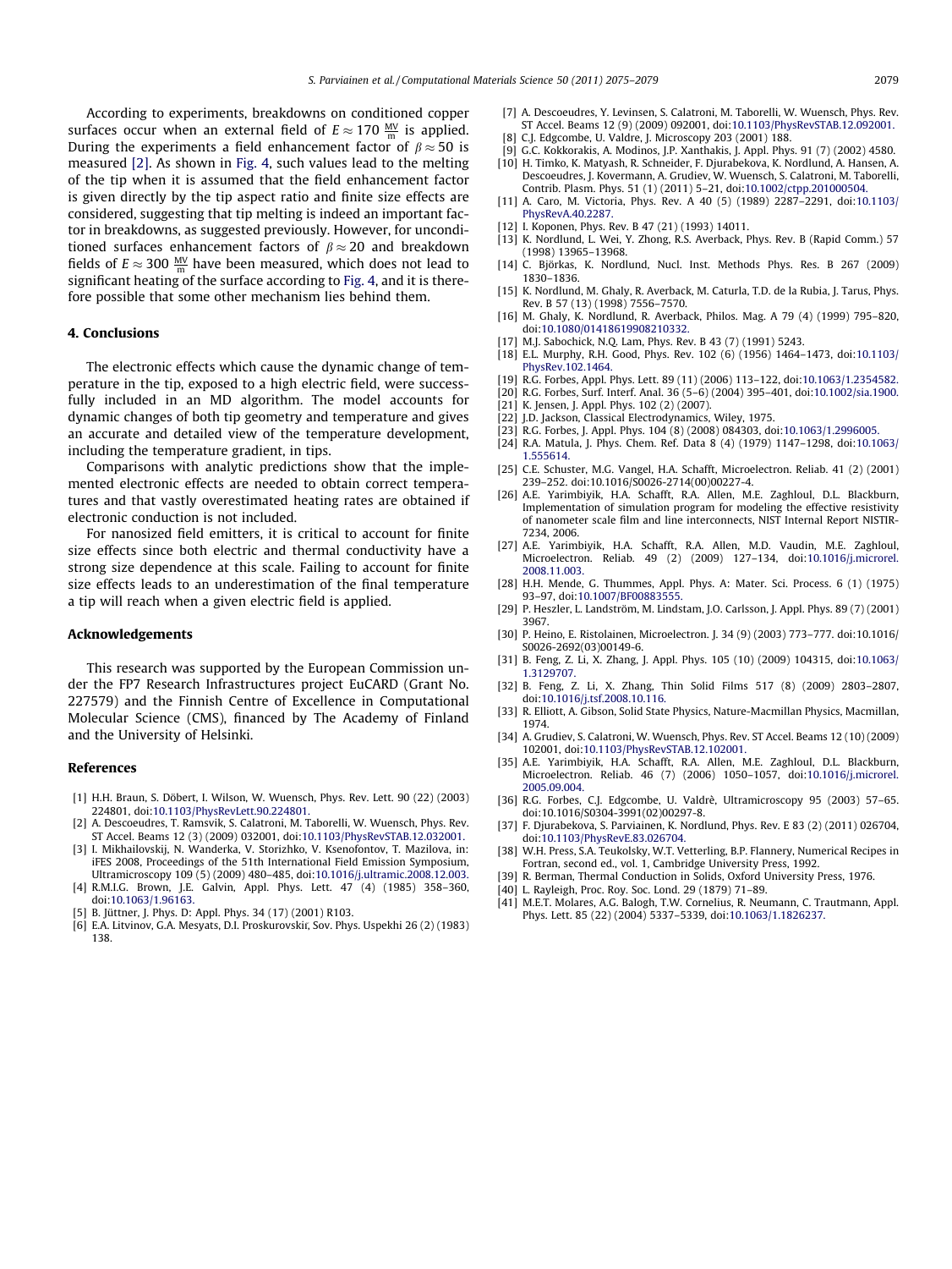According to experiments, breakdowns on conditioned copper surfaces occur when an external field of $E \approx 170 \frac{\mathrm{MV}}{\mathrm{m}}$ is applied. During the experiments a field enhancement factor of $\beta \approx 50$ is measured [2]. As shown in Fig. 4, such values lead to the melting of the tip when it is assumed that the field enhancement factor is given directly by the tip aspect ratio and finite size effects are considered, suggesting that tip melting is indeed an important factor in breakdowns, as suggested previously. However, for unconditioned surfaces enhancement factors of $\beta \approx 20$ and breakdown fields of $E \approx 300 \frac{\mathrm{MV}}{\mathrm{m}}$ have been measured, which does not lead to significant heating of the surface according to Fig. 4, and it is therefore possible that some other mechanism lies behind them.

## 4. Conclusions

The electronic effects which cause the dynamic change of temperature in the tip, exposed to a high electric field, were successfully included in an MD algorithm. The model accounts for dynamic changes of both tip geometry and temperature and gives an accurate and detailed view of the temperature development, including the temperature gradient, in tips.

Comparisons with analytic predictions show that the implemented electronic effects are needed to obtain correct temperatures and that vastly overestimated heating rates are obtained if electronic conduction is not included.

For nanosized field emitters, it is critical to account for finite size effects since both electric and thermal conductivity have a strong size dependence at this scale. Failing to account for finite size effects leads to an underestimation of the final temperature a tip will reach when a given electric field is applied.

## Acknowledgements

This research was supported by the European Commission under the FP7 Research Infrastructures project EuCARD (Grant No. 227579) and the Finnish Centre of Excellence in Computational Molecular Science (CMS), financed by The Academy of Finland and the University of Helsinki.

## References

[1] H.H. Braun, S. Döbert, I. Wilson, W. Wuensch, Phys. Rev. Lett. 90 (22) (2003) 224801, doi:10.1103/PhysRevLett.90.224801.

[2] A. Descoeudres, T. Ramsvik, S. Calatroni, M. Taborelli, W. Wuensch, Phys. Rev. ST Accel. Beams 12 (3) (2009) 032001, doi:10.1103/PhysRevSTAB.12.032001.

[3] I. Mikhailovskij, N. Wanderka, V. Storizhko, V. Ksenofontov, T. Mazilova, in: iFES 2008, Proceedings of the 51th International Field Emission Symposium, Ultramicroscopy 109 (5) (2009) 480–485, doi:10.1016/j.ultramic.2008.12.003.

[4] R.M.I.G. Brown, J.E. Galvin, Appl. Phys. Lett. 47 (4) (1985) 358–360, doi:10.1063/1.96163.

[5] B. Jüttner, J. Phys. D: Appl. Phys. 34 (17) (2001) R103.

[6] E.A. Litvinov, G.A. Mesyats, D.I. Proskurovskir, Sov. Phys. Uspekhi 26 (2) (1983) 138.

[7] A. Descoeudres, Y. Levinsen, S. Calatroni, M. Taborelli, W. Wuensch, Phys. Rev. ST Accel. Beams 12 (9) (2009) 092001, doi:10.1103/PhysRevSTAB.12.092001.

[8] C.J. Edgcombe, U. Valdre, J. Microscopy 203 (2001) 188.

[9] G.C. Kokkorakis, A. Modinos, J.P. Xanthakis, J. Appl. Phys. 91 (7) (2002) 4580.

[10] H. Timko, K. Matyash, R. Schneider, F. Djurabekova, K. Nordlund, A. Hansen, A. Descoeudres, J. Kovermann, A. Grudiev, W. Wuensch, S. Calatroni, M. Taborelli, Contrib. Plasm. Phys. 51 (1) (2011) 5–21, doi:10.1002/ctpp.201000504.

[11] A. Caro, M. Victoria, Phys. Rev. A 40 (5) (1989) 2287–2291, doi:10.1103/PhysRevA.40.2287.

[12] I. Koponen, Phys. Rev. B 47 (21) (1993) 14011.

[13] K. Nordlund, L. Wei, Y. Zhong, R.S. Averback, Phys. Rev. B (Rapid Comm.) 57 (1998) 13965–13968.

[14] C. Björkas, K. Nordlund, Nucl. Inst. Methods Phys. Res. B 267 (2009) 1830–1836.

[15] K. Nordlund, M. Ghaly, R. Averback, M. Caturla, T.D. de la Rubia, J. Tarus, Phys. Rev. B 57 (13) (1998) 7556–7570.

[16] M. Ghaly, K. Nordlund, R. Averback, Philos. Mag. A 79 (4) (1999) 795–820, doi:10.1080/01418619908210332.

[17] M.J. Sabochick, N.Q. Lam, Phys. Rev. B 43 (7) (1991) 5243.

[18] E.L. Murphy, R.H. Good, Phys. Rev. 102 (6) (1956) 1464–1473, doi:10.1103/PhysRev.102.1464.

[19] R.G. Forbes, Appl. Phys. Lett. 89 (11) (2006) 113–122, doi:10.1063/1.2354582.

[20] R.G. Forbes, Surf. Interf. Anal. 36 (5–6) (2004) 395–401, doi:10.1002/sia.1900.

[21] K. Jensen, J. Appl. Phys. 102 (2) (2007).

[22] J.D. Jackson, Classical Electrodynamics, Wiley, 1975.

[23] R.G. Forbes, J. Appl. Phys. 104 (8) (2008) 084303, doi:10.1063/1.2996005.

[24] R.A. Matula, J. Phys. Chem. Ref. Data 8 (4) (1979) 1147–1298, doi:10.1063/1.555614.

[25] C.E. Schuster, M.G. Vangel, H.A. Schafft, Microelectron. Reliab. 41 (2) (2001) 239–252. doi:10.1016/S0026-2714(00)00227-4.

[26] A.E. Yarimbiyik, H.A. Schafft, R.A. Allen, M.E. Zaghloul, D.L. Blackburn, Implementation of simulation program for modeling the effective resistivity of nanometer scale film and line interconnects, NIST Internal Report NISTIR-7234, 2006.

[27] A.E. Yarimbiyik, H.A. Schafft, R.A. Allen, M.D. Vaudin, M.E. Zaghloul, Microelectron. Reliab. 49 (2) (2009) 127–134, doi:10.1016/j.microrel.2008.11.003.

[28] H.H. Mende, G. Thummes, Appl. Phys. A: Mater. Sci. Process. 6 (1) (1975) 93–97, doi:10.1007/BF00883555.

[29] P. Heszler, L. Landström, M. Lindstam, J.O. Carlsson, J. Appl. Phys. 89 (7) (2001) 3967.

[30] P. Heino, E. Ristolainen, Microelectron. J. 34 (9) (2003) 773–777. doi:10.1016/S0026-2692(03)00149-6.

[31] B. Feng, Z. Li, X. Zhang, J. Appl. Phys. 105 (10) (2009) 104315, doi:10.1063/1.3129707.

[32] B. Feng, Z. Li, X. Zhang, Thin Solid Films 517 (8) (2009) 2803–2807, doi:10.1016/j.tsf.2008.10.116.

[33] R. Elliott, A. Gibson, Solid State Physics, Nature-Macmillan Physics, Macmillan, 1974.

[34] A. Grudiev, S. Calatroni, W. Wuensch, Phys. Rev. ST Accel. Beams 12 (10) (2009) 102001, doi:10.1103/PhysRevSTAB.12.102001.

[35] A.E. Yarimbiyik, H.A. Schafft, R.A. Allen, M.E. Zaghloul, D.L. Blackburn, Microelectron. Reliab. 46 (7) (2006) 1050–1057, doi:10.1016/j.microrel.2005.09.004.

[36] R.G. Forbes, C.J. Edgcombe, U. Valdrè, Ultramicroscopy 95 (2003) 57–65. doi:10.1016/S0304-3991(02)00297-8.

[37] F. Djurabekova, S. Parviainen, K. Nordlund, Phys. Rev. E 83 (2) (2011) 026704, doi:10.1103/PhysRevE.83.026704.

[38] W.H. Press, S.A. Teukolsky, W.T. Vetterling, B.P. Flannery, Numerical Recipes in Fortran, second ed., vol. 1, Cambridge University Press, 1992.

[39] R. Berman, Thermal Conduction in Solids, Oxford University Press, 1976.

[40] L. Rayleigh, Proc. Roy. Soc. Lond. 29 (1879) 71–89.

[41] M.E.T. Molares, A.G. Balogh, T.W. Cornelius, R. Neumann, C. Trautmann, Appl. Phys. Lett. 85 (22) (2004) 5337–5339, doi:10.1063/1.1826237.